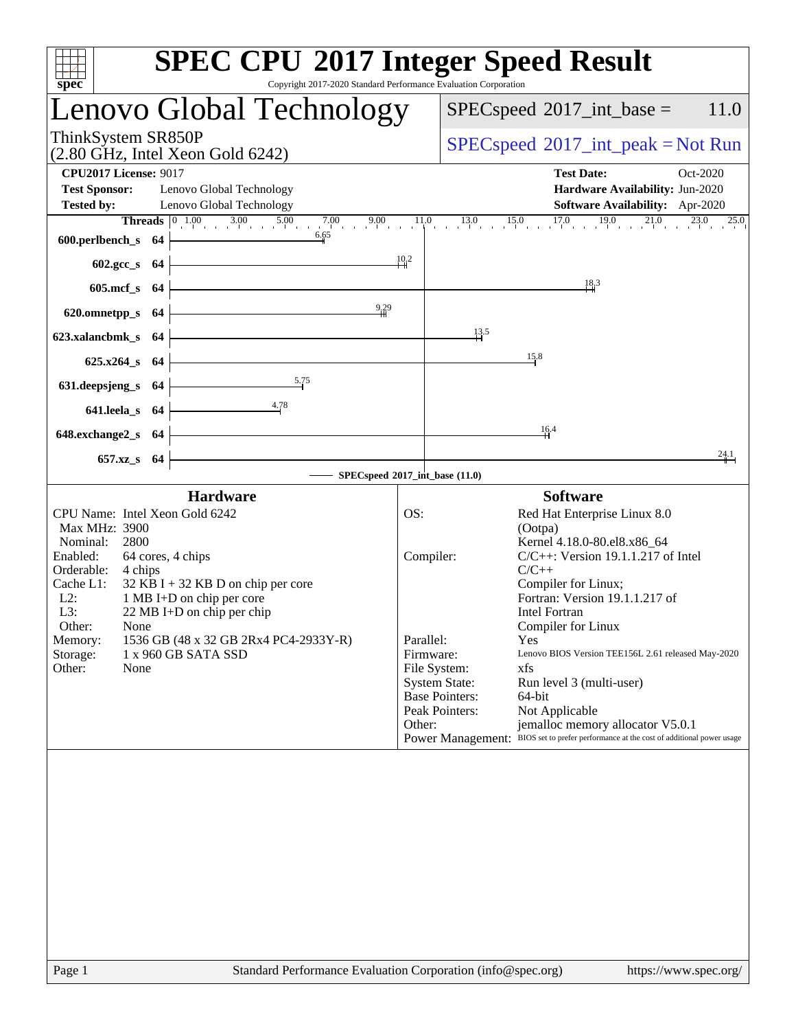# SPEC CPU 2017 Integer Speed Result

Copyright 2017-2020 Standard Performance Evaluation Corporation

## Lenovo Global Technology

ThinkSystem SR850P
(2.80 GHz, Intel Xeon Gold 6242)

SPECspeed 2017_int_base = 11.0

SPECspeed 2017_int_peak = Not Run

**CPU2017 License:** 9017
**Test Sponsor:** Lenovo Global Technology
**Tested by:** Lenovo Global Technology

**Test Date:** Oct-2020
**Hardware Availability:** Jun-2020
**Software Availability:** Apr-2020

Threads | 0 1.00 3.00 5.00 7.00 9.00 11.0 13.0 15.0 17.0 19.0 21.0 23.0 25.0

600.perlbench_s 64 — 6.65
602.gcc_s 64 — 10.2
605.mcf_s 64 — 18.3
620.omnetpp_s 64 — 9.29
623.xalancbmk_s 64 — 13.5
625.x264_s 64 — 15.8
631.deepsjeng_s 64 — 5.75
641.leela_s 64 — 4.78
648.exchange2_s 64 — 16.4
657.xz_s 64 — 24.1

SPECspeed 2017_int_base (11.0)

### Hardware

| | |
|---|---|
| CPU Name: | Intel Xeon Gold 6242 |
| Max MHz: | 3900 |
| Nominal: | 2800 |
| Enabled: | 64 cores, 4 chips |
| Orderable: | 4 chips |
| Cache L1: | 32 KB I + 32 KB D on chip per core |
| L2: | 1 MB I+D on chip per core |
| L3: | 22 MB I+D on chip per chip |
| Other: | None |
| Memory: | 1536 GB (48 x 32 GB 2Rx4 PC4-2933Y-R) |
| Storage: | 1 x 960 GB SATA SSD |
| Other: | None |

### Software

| | |
|---|---|
| OS: | Red Hat Enterprise Linux 8.0 (Ootpa) Kernel 4.18.0-80.el8.x86_64 |
| Compiler: | C/C++: Version 19.1.1.217 of Intel C/C++ Compiler for Linux; Fortran: Version 19.1.1.217 of Intel Fortran Compiler for Linux |
| Parallel: | Yes |
| Firmware: | Lenovo BIOS Version TEE156L 2.61 released May-2020 |
| File System: | xfs |
| System State: | Run level 3 (multi-user) |
| Base Pointers: | 64-bit |
| Peak Pointers: | Not Applicable |
| Other: | jemalloc memory allocator V5.0.1 |
| Power Management: | BIOS set to prefer performance at the cost of additional power usage |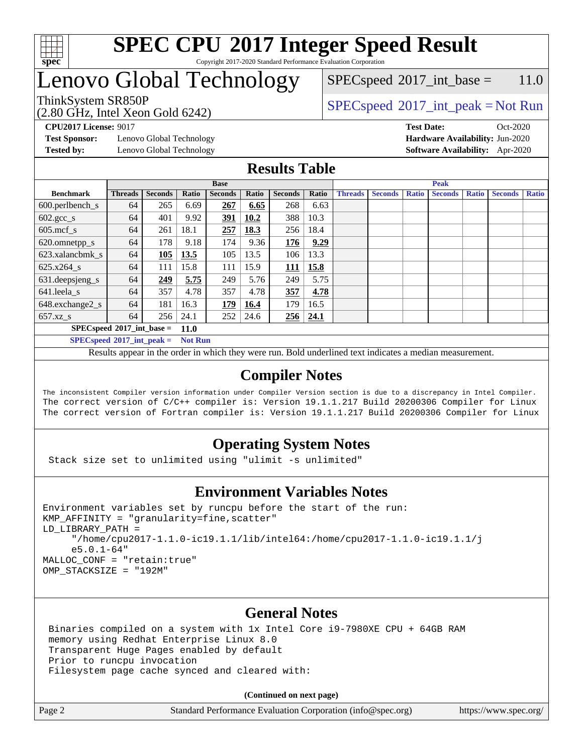# SPEC CPU 2017 Integer Speed Result

Copyright 2017-2020 Standard Performance Evaluation Corporation

# Lenovo Global Technology

ThinkSystem SR850P
(2.80 GHz, Intel Xeon Gold 6242)

SPECspeed 2017_int_base = 11.0

SPECspeed 2017_int_peak = Not Run

**CPU2017 License:** 9017
**Test Sponsor:** Lenovo Global Technology
**Tested by:** Lenovo Global Technology
**Test Date:** Oct-2020
**Hardware Availability:** Jun-2020
**Software Availability:** Apr-2020

## Results Table

| | Base | | | | | | | Peak | | | | | | |
|---|---|---|---|---|---|---|---|---|---|---|---|---|---|---|
| **Benchmark** | **Threads** | **Seconds** | **Ratio** | **Seconds** | **Ratio** | **Seconds** | **Ratio** | **Threads** | **Seconds** | **Ratio** | **Seconds** | **Ratio** | **Seconds** | **Ratio** |
| 600.perlbench_s | 64 | 265 | 6.69 | **267** | **6.65** | 268 | 6.63 | | | | | | | |
| 602.gcc_s | 64 | 401 | 9.92 | **391** | **10.2** | 388 | 10.3 | | | | | | | |
| 605.mcf_s | 64 | 261 | 18.1 | **257** | **18.3** | 256 | 18.4 | | | | | | | |
| 620.omnetpp_s | 64 | 178 | 9.18 | 174 | 9.36 | **176** | **9.29** | | | | | | | |
| 623.xalancbmk_s | 64 | **105** | **13.5** | 105 | 13.5 | 106 | 13.3 | | | | | | | |
| 625.x264_s | 64 | 111 | 15.8 | 111 | 15.9 | **111** | **15.8** | | | | | | | |
| 631.deepsjeng_s | 64 | **249** | **5.75** | 249 | 5.76 | 249 | 5.75 | | | | | | | |
| 641.leela_s | 64 | 357 | 4.78 | 357 | 4.78 | **357** | **4.78** | | | | | | | |
| 648.exchange2_s | 64 | 181 | 16.3 | **179** | **16.4** | 179 | 16.5 | | | | | | | |
| 657.xz_s | 64 | 256 | 24.1 | 252 | 24.6 | **256** | **24.1** | | | | | | | |

**SPECspeed 2017_int_base = 11.0**

**SPECspeed 2017_int_peak = Not Run**

Results appear in the order in which they were run. Bold underlined text indicates a median measurement.

## Compiler Notes

```
The inconsistent Compiler version information under Compiler Version section is due to a discrepancy in Intel Compiler.
The correct version of C/C++ compiler is: Version 19.1.1.217 Build 20200306 Compiler for Linux
The correct version of Fortran compiler is: Version 19.1.1.217 Build 20200306 Compiler for Linux
```

## Operating System Notes

```
Stack size set to unlimited using "ulimit -s unlimited"
```

## Environment Variables Notes

```
Environment variables set by runcpu before the start of the run:
KMP_AFFINITY = "granularity=fine,scatter"
LD_LIBRARY_PATH =
     "/home/cpu2017-1.1.0-ic19.1.1/lib/intel64:/home/cpu2017-1.1.0-ic19.1.1/j
     e5.0.1-64"
MALLOC_CONF = "retain:true"
OMP_STACKSIZE = "192M"
```

## General Notes

```
Binaries compiled on a system with 1x Intel Core i9-7980XE CPU + 64GB RAM
memory using Redhat Enterprise Linux 8.0
Transparent Huge Pages enabled by default
Prior to runcpu invocation
Filesystem page cache synced and cleared with:
```

**(Continued on next page)**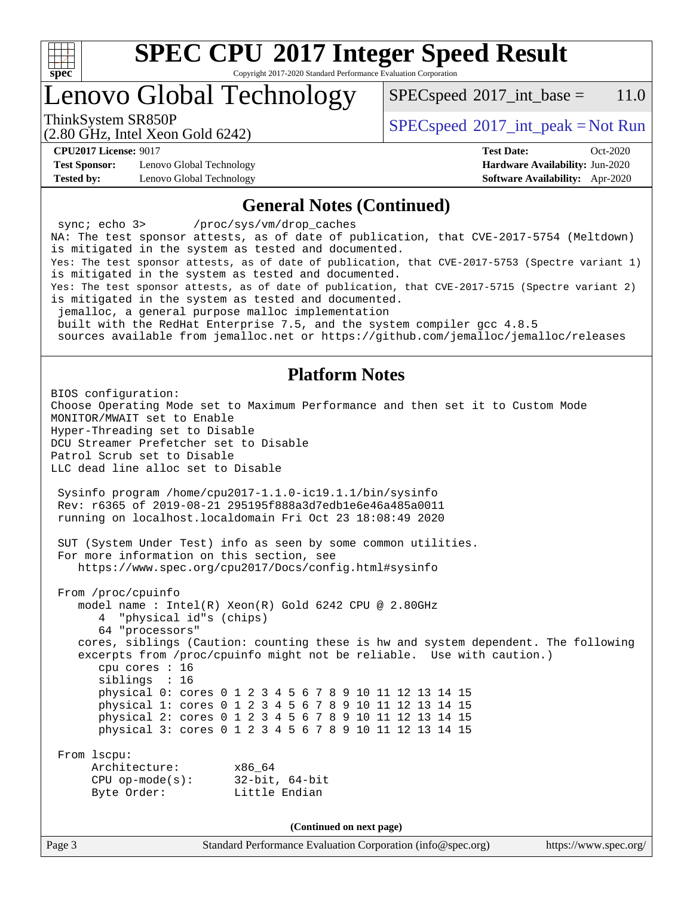# SPEC CPU 2017 Integer Speed Result

Copyright 2017-2020 Standard Performance Evaluation Corporation

# Lenovo Global Technology

ThinkSystem SR850P
(2.80 GHz, Intel Xeon Gold 6242)

SPECspeed 2017_int_base = 11.0

SPECspeed 2017_int_peak = Not Run

**CPU2017 License:** 9017
**Test Sponsor:** Lenovo Global Technology
**Tested by:** Lenovo Global Technology

**Test Date:** Oct-2020
**Hardware Availability:** Jun-2020
**Software Availability:** Apr-2020

## General Notes (Continued)

```
 sync; echo 3>       /proc/sys/vm/drop_caches
NA: The test sponsor attests, as of date of publication, that CVE-2017-5754 (Meltdown)
is mitigated in the system as tested and documented.
Yes: The test sponsor attests, as of date of publication, that CVE-2017-5753 (Spectre variant 1)
is mitigated in the system as tested and documented.
Yes: The test sponsor attests, as of date of publication, that CVE-2017-5715 (Spectre variant 2)
is mitigated in the system as tested and documented.
 jemalloc, a general purpose malloc implementation
 built with the RedHat Enterprise 7.5, and the system compiler gcc 4.8.5
 sources available from jemalloc.net or https://github.com/jemalloc/jemalloc/releases
```

## Platform Notes

```
BIOS configuration:
Choose Operating Mode set to Maximum Performance and then set it to Custom Mode
MONITOR/MWAIT set to Enable
Hyper-Threading set to Disable
DCU Streamer Prefetcher set to Disable
Patrol Scrub set to Disable
LLC dead line alloc set to Disable

 Sysinfo program /home/cpu2017-1.1.0-ic19.1.1/bin/sysinfo
 Rev: r6365 of 2019-08-21 295195f888a3d7edb1e6e46a485a0011
 running on localhost.localdomain Fri Oct 23 18:08:49 2020

 SUT (System Under Test) info as seen by some common utilities.
 For more information on this section, see
    https://www.spec.org/cpu2017/Docs/config.html#sysinfo

 From /proc/cpuinfo
    model name : Intel(R) Xeon(R) Gold 6242 CPU @ 2.80GHz
       4  "physical id"s (chips)
       64 "processors"
    cores, siblings (Caution: counting these is hw and system dependent. The following
    excerpts from /proc/cpuinfo might not be reliable.  Use with caution.)
       cpu cores : 16
       siblings  : 16
       physical 0: cores 0 1 2 3 4 5 6 7 8 9 10 11 12 13 14 15
       physical 1: cores 0 1 2 3 4 5 6 7 8 9 10 11 12 13 14 15
       physical 2: cores 0 1 2 3 4 5 6 7 8 9 10 11 12 13 14 15
       physical 3: cores 0 1 2 3 4 5 6 7 8 9 10 11 12 13 14 15

 From lscpu:
      Architecture:        x86_64
      CPU op-mode(s):      32-bit, 64-bit
      Byte Order:          Little Endian
```

**(Continued on next page)**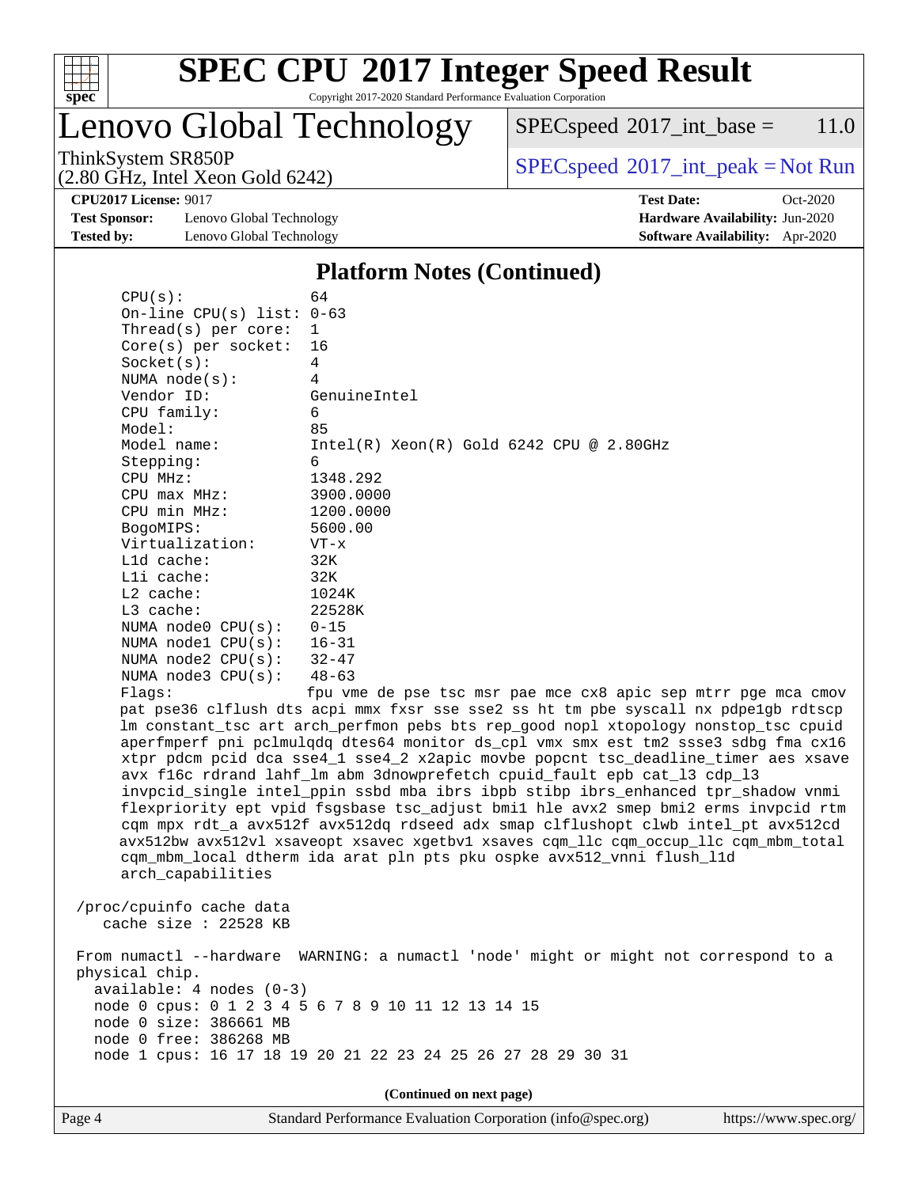# SPEC CPU 2017 Integer Speed Result

Copyright 2017-2020 Standard Performance Evaluation Corporation

## Lenovo Global Technology

ThinkSystem SR850P
(2.80 GHz, Intel Xeon Gold 6242)

SPECspeed 2017_int_base = 11.0

SPECspeed 2017_int_peak = Not Run

**CPU2017 License:** 9017
**Test Sponsor:** Lenovo Global Technology
**Tested by:** Lenovo Global Technology

**Test Date:** Oct-2020
**Hardware Availability:** Jun-2020
**Software Availability:** Apr-2020

### Platform Notes (Continued)

```
    CPU(s):                64
    On-line CPU(s) list:   0-63
    Thread(s) per core:    1
    Core(s) per socket:    16
    Socket(s):             4
    NUMA node(s):          4
    Vendor ID:             GenuineIntel
    CPU family:            6
    Model:                 85
    Model name:            Intel(R) Xeon(R) Gold 6242 CPU @ 2.80GHz
    Stepping:              6
    CPU MHz:               1348.292
    CPU max MHz:           3900.0000
    CPU min MHz:           1200.0000
    BogoMIPS:              5600.00
    Virtualization:        VT-x
    L1d cache:             32K
    L1i cache:             32K
    L2 cache:              1024K
    L3 cache:              22528K
    NUMA node0 CPU(s):     0-15
    NUMA node1 CPU(s):     16-31
    NUMA node2 CPU(s):     32-47
    NUMA node3 CPU(s):     48-63
    Flags:                 fpu vme de pse tsc msr pae mce cx8 apic sep mtrr pge mca cmov
    pat pse36 clflush dts acpi mmx fxsr sse sse2 ss ht tm pbe syscall nx pdpe1gb rdtscp
    lm constant_tsc art arch_perfmon pebs bts rep_good nopl xtopology nonstop_tsc cpuid
    aperfmperf pni pclmulqdq dtes64 monitor ds_cpl vmx smx est tm2 ssse3 sdbg fma cx16
    xtpr pdcm pcid dca sse4_1 sse4_2 x2apic movbe popcnt tsc_deadline_timer aes xsave
    avx f16c rdrand lahf_lm abm 3dnowprefetch cpuid_fault epb cat_l3 cdp_l3
    invpcid_single intel_ppin ssbd mba ibrs ibpb stibp ibrs_enhanced tpr_shadow vnmi
    flexpriority ept vpid fsgsbase tsc_adjust bmi1 hle avx2 smep bmi2 erms invpcid rtm
    cqm mpx rdt_a avx512f avx512dq rdseed adx smap clflushopt clwb intel_pt avx512cd
    avx512bw avx512vl xsaveopt xsavec xgetbv1 xsaves cqm_llc cqm_occup_llc cqm_mbm_total
    cqm_mbm_local dtherm ida arat pln pts pku ospke avx512_vnni flush_l1d
    arch_capabilities

 /proc/cpuinfo cache data
    cache size : 22528 KB

 From numactl --hardware  WARNING: a numactl 'node' might or might not correspond to a
 physical chip.
   available: 4 nodes (0-3)
   node 0 cpus: 0 1 2 3 4 5 6 7 8 9 10 11 12 13 14 15
   node 0 size: 386661 MB
   node 0 free: 386268 MB
   node 1 cpus: 16 17 18 19 20 21 22 23 24 25 26 27 28 29 30 31
```

(Continued on next page)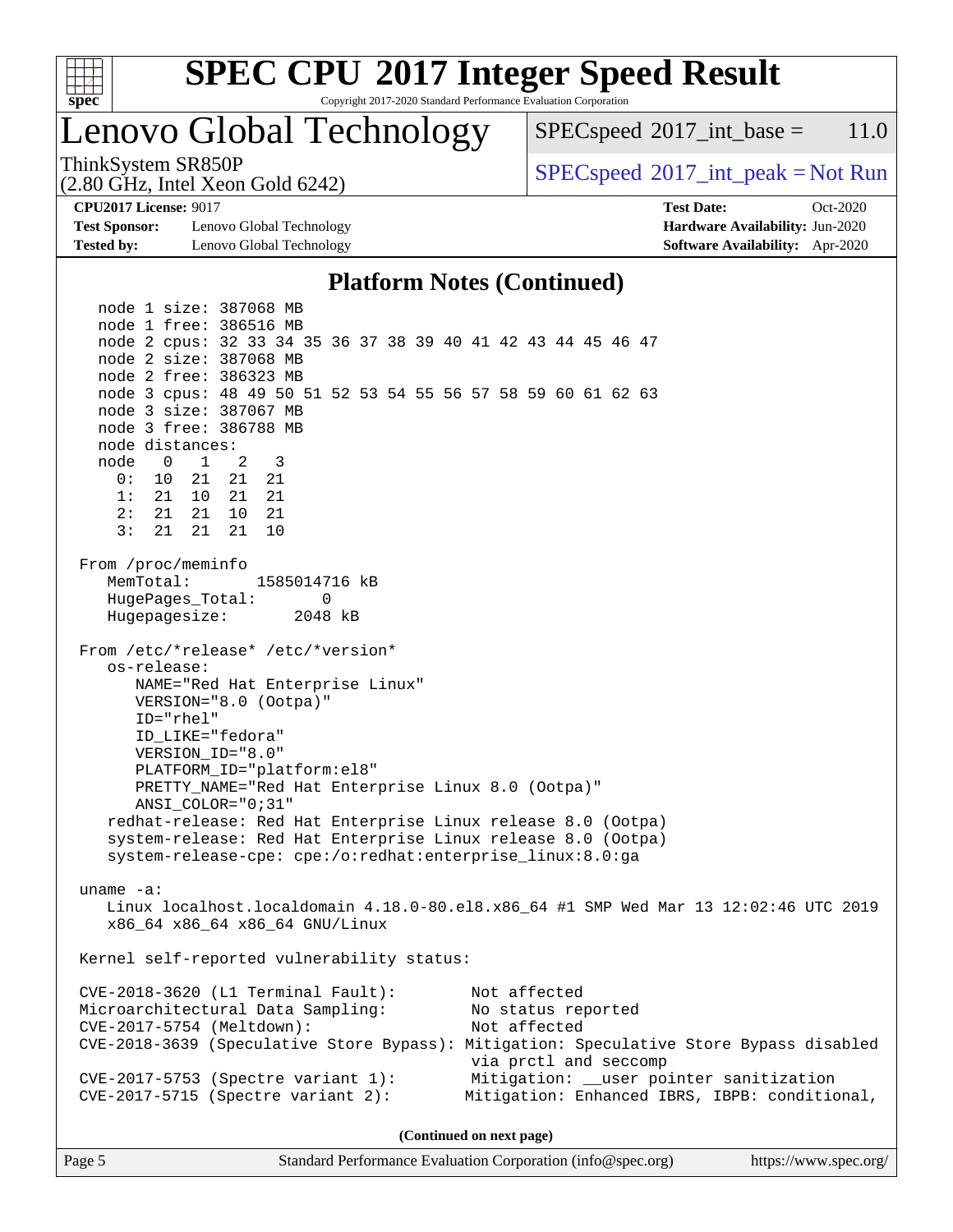# SPEC CPU 2017 Integer Speed Result

Copyright 2017-2020 Standard Performance Evaluation Corporation

## Lenovo Global Technology

ThinkSystem SR850P
(2.80 GHz, Intel Xeon Gold 6242)

SPECspeed 2017_int_base = 11.0

SPECspeed 2017_int_peak = Not Run

**CPU2017 License:** 9017
**Test Sponsor:** Lenovo Global Technology
**Tested by:** Lenovo Global Technology

**Test Date:** Oct-2020
**Hardware Availability:** Jun-2020
**Software Availability:** Apr-2020

### Platform Notes (Continued)

```
    node 1 size: 387068 MB
    node 1 free: 386516 MB
    node 2 cpus: 32 33 34 35 36 37 38 39 40 41 42 43 44 45 46 47
    node 2 size: 387068 MB
    node 2 free: 386323 MB
    node 3 cpus: 48 49 50 51 52 53 54 55 56 57 58 59 60 61 62 63
    node 3 size: 387067 MB
    node 3 free: 386788 MB
    node distances:
    node   0   1   2   3
      0:  10  21  21  21
      1:  21  10  21  21
      2:  21  21  10  21
      3:  21  21  21  10

  From /proc/meminfo
     MemTotal:       1585014716 kB
     HugePages_Total:       0
     Hugepagesize:       2048 kB

  From /etc/*release* /etc/*version*
     os-release:
        NAME="Red Hat Enterprise Linux"
        VERSION="8.0 (Ootpa)"
        ID="rhel"
        ID_LIKE="fedora"
        VERSION_ID="8.0"
        PLATFORM_ID="platform:el8"
        PRETTY_NAME="Red Hat Enterprise Linux 8.0 (Ootpa)"
        ANSI_COLOR="0;31"
     redhat-release: Red Hat Enterprise Linux release 8.0 (Ootpa)
     system-release: Red Hat Enterprise Linux release 8.0 (Ootpa)
     system-release-cpe: cpe:/o:redhat:enterprise_linux:8.0:ga

  uname -a:
     Linux localhost.localdomain 4.18.0-80.el8.x86_64 #1 SMP Wed Mar 13 12:02:46 UTC 2019
     x86_64 x86_64 x86_64 GNU/Linux

  Kernel self-reported vulnerability status:

  CVE-2018-3620 (L1 Terminal Fault):         Not affected
  Microarchitectural Data Sampling:          No status reported
  CVE-2017-5754 (Meltdown):                  Not affected
  CVE-2018-3639 (Speculative Store Bypass): Mitigation: Speculative Store Bypass disabled
                                             via prctl and seccomp
  CVE-2017-5753 (Spectre variant 1):         Mitigation: __user pointer sanitization
  CVE-2017-5715 (Spectre variant 2):        Mitigation: Enhanced IBRS, IBPB: conditional,
```

(Continued on next page)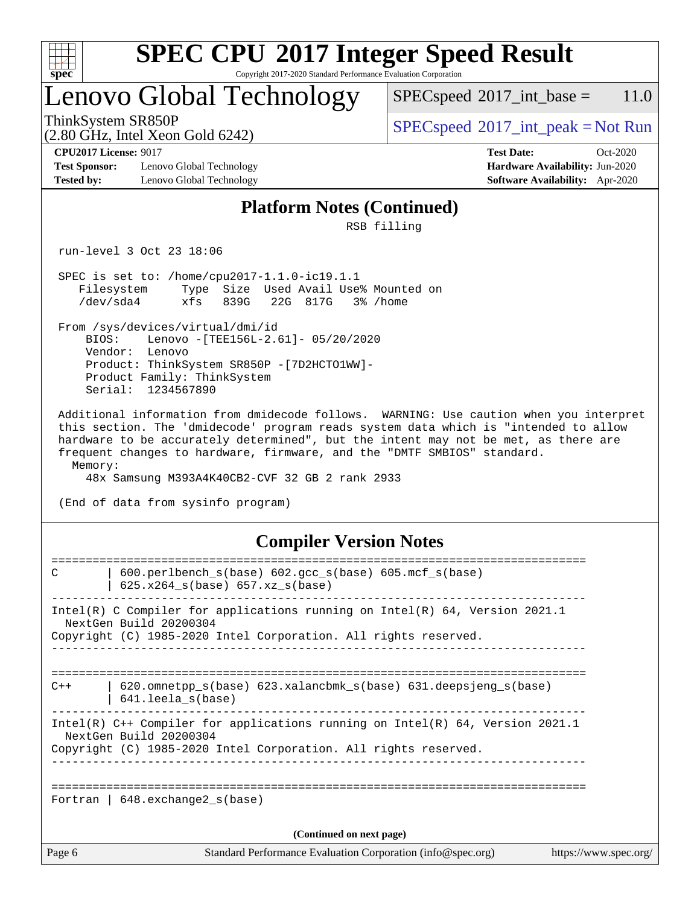# SPEC CPU 2017 Integer Speed Result

Copyright 2017-2020 Standard Performance Evaluation Corporation

## Lenovo Global Technology

ThinkSystem SR850P
(2.80 GHz, Intel Xeon Gold 6242)

SPECspeed 2017_int_base = 11.0

SPECspeed 2017_int_peak = Not Run

**CPU2017 License:** 9017
**Test Sponsor:** Lenovo Global Technology
**Tested by:** Lenovo Global Technology

**Test Date:** Oct-2020
**Hardware Availability:** Jun-2020
**Software Availability:** Apr-2020

### Platform Notes (Continued)

```
                                   RSB filling

 run-level 3 Oct 23 18:06

 SPEC is set to: /home/cpu2017-1.1.0-ic19.1.1
    Filesystem     Type  Size  Used Avail Use% Mounted on
    /dev/sda4      xfs   839G   22G  817G   3% /home

 From /sys/devices/virtual/dmi/id
     BIOS:    Lenovo -[TEE156L-2.61]- 05/20/2020
     Vendor:  Lenovo
     Product: ThinkSystem SR850P -[7D2HCTO1WW]-
     Product Family: ThinkSystem
     Serial:  1234567890

 Additional information from dmidecode follows.  WARNING: Use caution when you interpret
 this section. The 'dmidecode' program reads system data which is "intended to allow
 hardware to be accurately determined", but the intent may not be met, as there are
 frequent changes to hardware, firmware, and the "DMTF SMBIOS" standard.
   Memory:
     48x Samsung M393A4K40CB2-CVF 32 GB 2 rank 2933

 (End of data from sysinfo program)
```

### Compiler Version Notes

```
==============================================================================
C       | 600.perlbench_s(base) 602.gcc_s(base) 605.mcf_s(base)
        | 625.x264_s(base) 657.xz_s(base)
------------------------------------------------------------------------------
Intel(R) C Compiler for applications running on Intel(R) 64, Version 2021.1
  NextGen Build 20200304
Copyright (C) 1985-2020 Intel Corporation. All rights reserved.
------------------------------------------------------------------------------

==============================================================================
C++     | 620.omnetpp_s(base) 623.xalancbmk_s(base) 631.deepsjeng_s(base)
        | 641.leela_s(base)
------------------------------------------------------------------------------
Intel(R) C++ Compiler for applications running on Intel(R) 64, Version 2021.1
  NextGen Build 20200304
Copyright (C) 1985-2020 Intel Corporation. All rights reserved.
------------------------------------------------------------------------------

==============================================================================
Fortran | 648.exchange2_s(base)
```

**(Continued on next page)**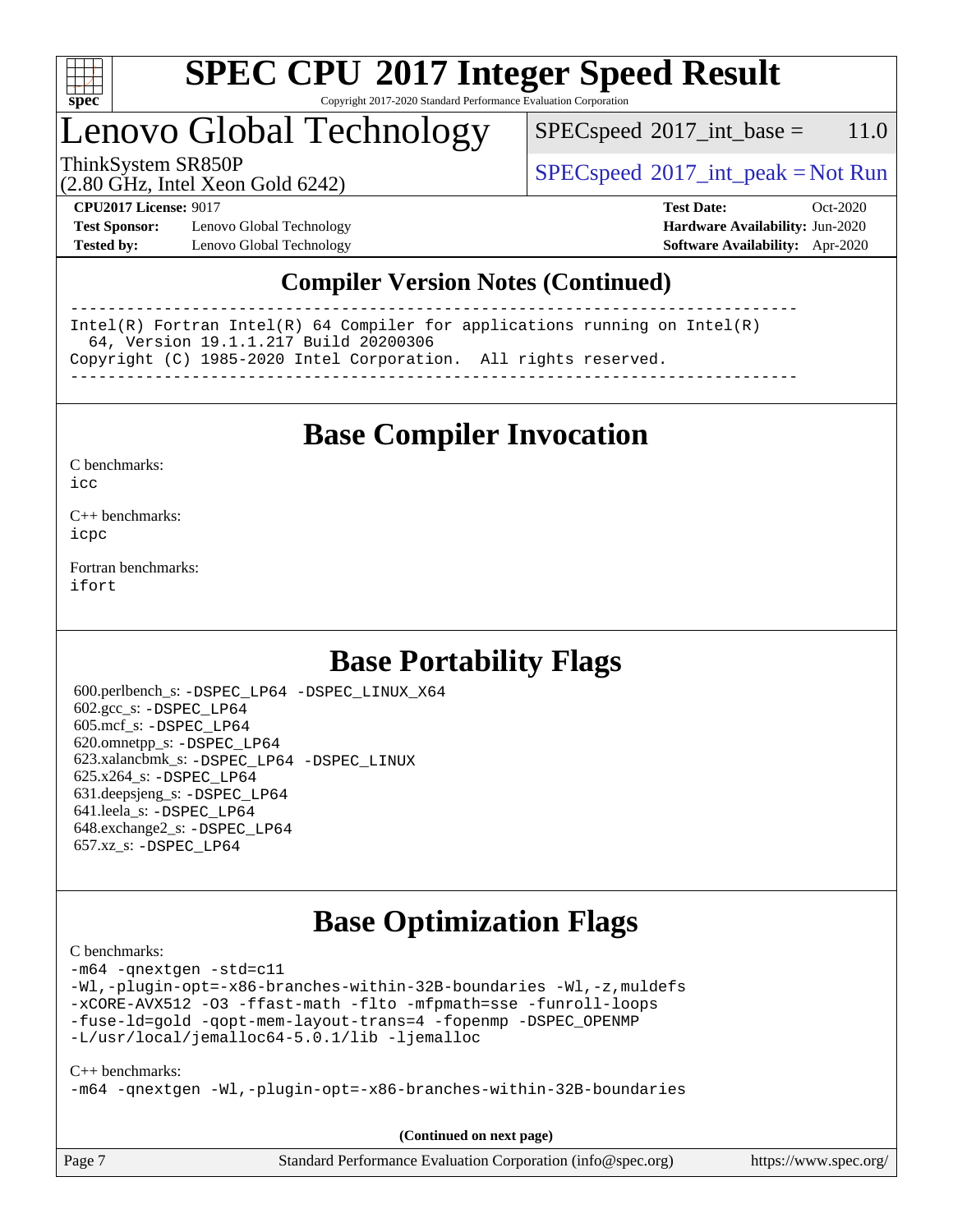## Compiler Version Notes (Continued)

```
------------------------------------------------------------------------------
Intel(R) Fortran Intel(R) 64 Compiler for applications running on Intel(R)
  64, Version 19.1.1.217 Build 20200306
Copyright (C) 1985-2020 Intel Corporation.  All rights reserved.
------------------------------------------------------------------------------
```

## Base Compiler Invocation

C benchmarks:
icc

C++ benchmarks:
icpc

Fortran benchmarks:
ifort

## Base Portability Flags

600.perlbench_s: -DSPEC_LP64 -DSPEC_LINUX_X64
602.gcc_s: -DSPEC_LP64
605.mcf_s: -DSPEC_LP64
620.omnetpp_s: -DSPEC_LP64
623.xalancbmk_s: -DSPEC_LP64 -DSPEC_LINUX
625.x264_s: -DSPEC_LP64
631.deepsjeng_s: -DSPEC_LP64
641.leela_s: -DSPEC_LP64
648.exchange2_s: -DSPEC_LP64
657.xz_s: -DSPEC_LP64

## Base Optimization Flags

C benchmarks:
-m64 -qnextgen -std=c11
-Wl,-plugin-opt=-x86-branches-within-32B-boundaries -Wl,-z,muldefs
-xCORE-AVX512 -O3 -ffast-math -flto -mfpmath=sse -funroll-loops
-fuse-ld=gold -qopt-mem-layout-trans=4 -fopenmp -DSPEC_OPENMP
-L/usr/local/jemalloc64-5.0.1/lib -ljemalloc

C++ benchmarks:
-m64 -qnextgen -Wl,-plugin-opt=-x86-branches-within-32B-boundaries

(Continued on next page)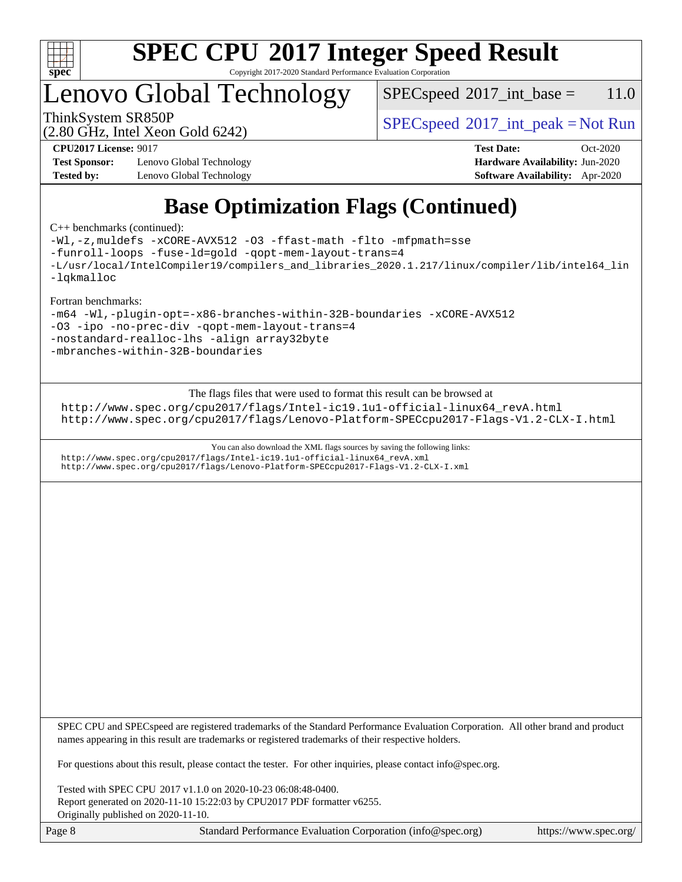# Lenovo Global Technology

ThinkSystem SR850P
(2.80 GHz, Intel Xeon Gold 6242)

SPECspeed 2017_int_base = 11.0

SPECspeed 2017_int_peak = Not Run

**CPU2017 License:** 9017
**Test Sponsor:** Lenovo Global Technology
**Tested by:** Lenovo Global Technology

**Test Date:** Oct-2020
**Hardware Availability:** Jun-2020
**Software Availability:** Apr-2020

## Base Optimization Flags (Continued)

C++ benchmarks (continued):

```
-Wl,-z,muldefs -xCORE-AVX512 -O3 -ffast-math -flto -mfpmath=sse
-funroll-loops -fuse-ld=gold -qopt-mem-layout-trans=4
-L/usr/local/IntelCompiler19/compilers_and_libraries_2020.1.217/linux/compiler/lib/intel64_lin
-lqkmalloc
```

Fortran benchmarks:

```
-m64 -Wl,-plugin-opt=-x86-branches-within-32B-boundaries -xCORE-AVX512
-O3 -ipo -no-prec-div -qopt-mem-layout-trans=4
-nostandard-realloc-lhs -align array32byte
-mbranches-within-32B-boundaries
```

The flags files that were used to format this result can be browsed at
http://www.spec.org/cpu2017/flags/Intel-ic19.1u1-official-linux64_revA.html
http://www.spec.org/cpu2017/flags/Lenovo-Platform-SPECcpu2017-Flags-V1.2-CLX-I.html

You can also download the XML flags sources by saving the following links:
http://www.spec.org/cpu2017/flags/Intel-ic19.1u1-official-linux64_revA.xml
http://www.spec.org/cpu2017/flags/Lenovo-Platform-SPECcpu2017-Flags-V1.2-CLX-I.xml

SPEC CPU and SPECspeed are registered trademarks of the Standard Performance Evaluation Corporation. All other brand and product names appearing in this result are trademarks or registered trademarks of their respective holders.

For questions about this result, please contact the tester. For other inquiries, please contact info@spec.org.

Tested with SPEC CPU 2017 v1.1.0 on 2020-10-23 06:08:48-0400.
Report generated on 2020-11-10 15:22:03 by CPU2017 PDF formatter v6255.
Originally published on 2020-11-10.